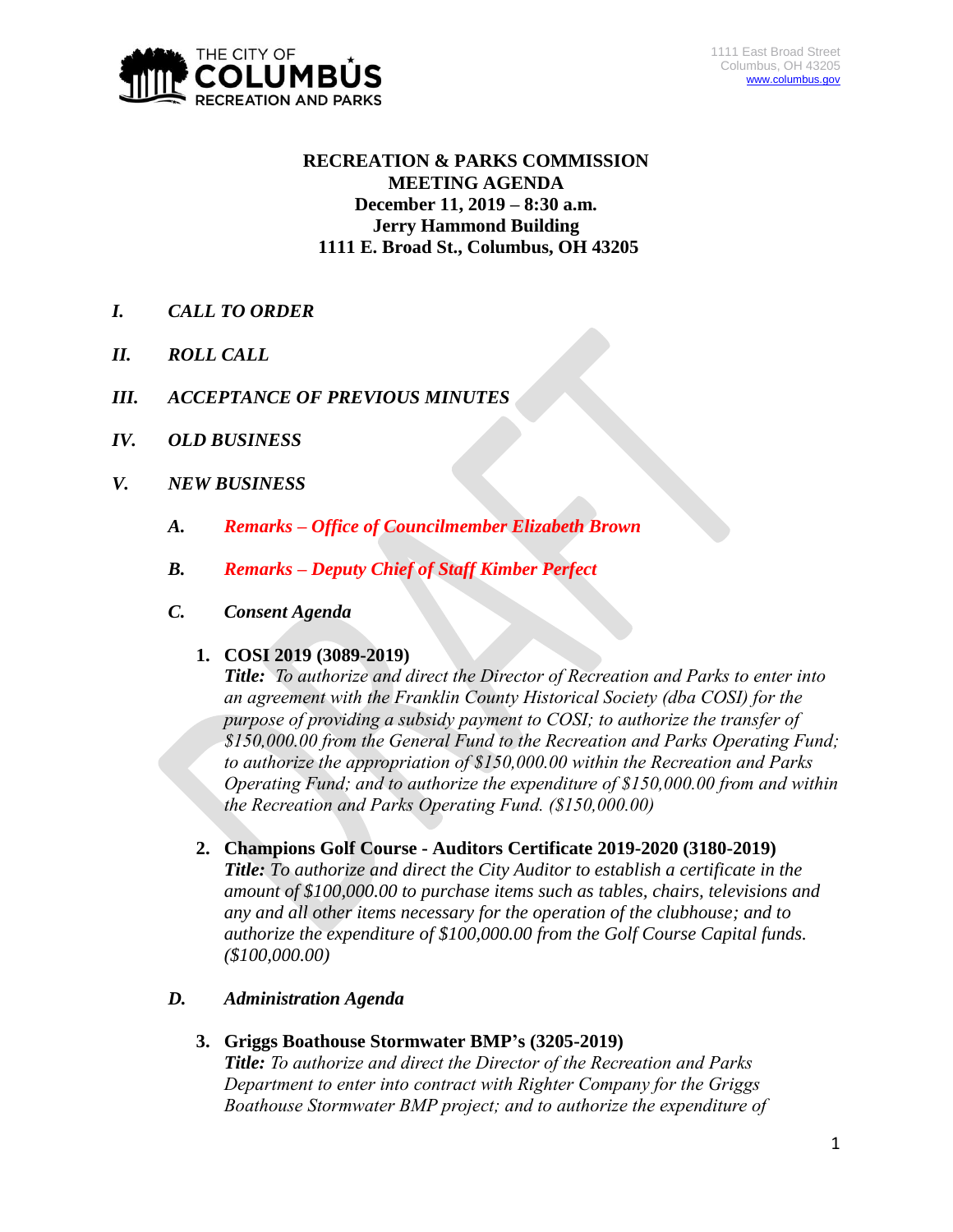THE CITY OF COLUMBUS RECREATION AND PARKS

1111 East Broad Street
Columbus, OH 43205
www.columbus.gov

**RECREATION & PARKS COMMISSION**
**MEETING AGENDA**
**December 11, 2019 – 8:30 a.m.**
**Jerry Hammond Building**
**1111 E. Broad St., Columbus, OH 43205**

***I. CALL TO ORDER***

***II. ROLL CALL***

***III. ACCEPTANCE OF PREVIOUS MINUTES***

***IV. OLD BUSINESS***

***V. NEW BUSINESS***

***A. Remarks – Office of Councilmember Elizabeth Brown***

***B. Remarks – Deputy Chief of Staff Kimber Perfect***

***C. Consent Agenda***

1. **COSI 2019 (3089-2019)**
   ***Title:*** *To authorize and direct the Director of Recreation and Parks to enter into an agreement with the Franklin County Historical Society (dba COSI) for the purpose of providing a subsidy payment to COSI; to authorize the transfer of $150,000.00 from the General Fund to the Recreation and Parks Operating Fund; to authorize the appropriation of $150,000.00 within the Recreation and Parks Operating Fund; and to authorize the expenditure of $150,000.00 from and within the Recreation and Parks Operating Fund. ($150,000.00)*

2. **Champions Golf Course - Auditors Certificate 2019-2020 (3180-2019)**
   ***Title:*** *To authorize and direct the City Auditor to establish a certificate in the amount of $100,000.00 to purchase items such as tables, chairs, televisions and any and all other items necessary for the operation of the clubhouse; and to authorize the expenditure of $100,000.00 from the Golf Course Capital funds. ($100,000.00)*

***D. Administration Agenda***

3. **Griggs Boathouse Stormwater BMP's (3205-2019)**
   ***Title:*** *To authorize and direct the Director of the Recreation and Parks Department to enter into contract with Righter Company for the Griggs Boathouse Stormwater BMP project; and to authorize the expenditure of*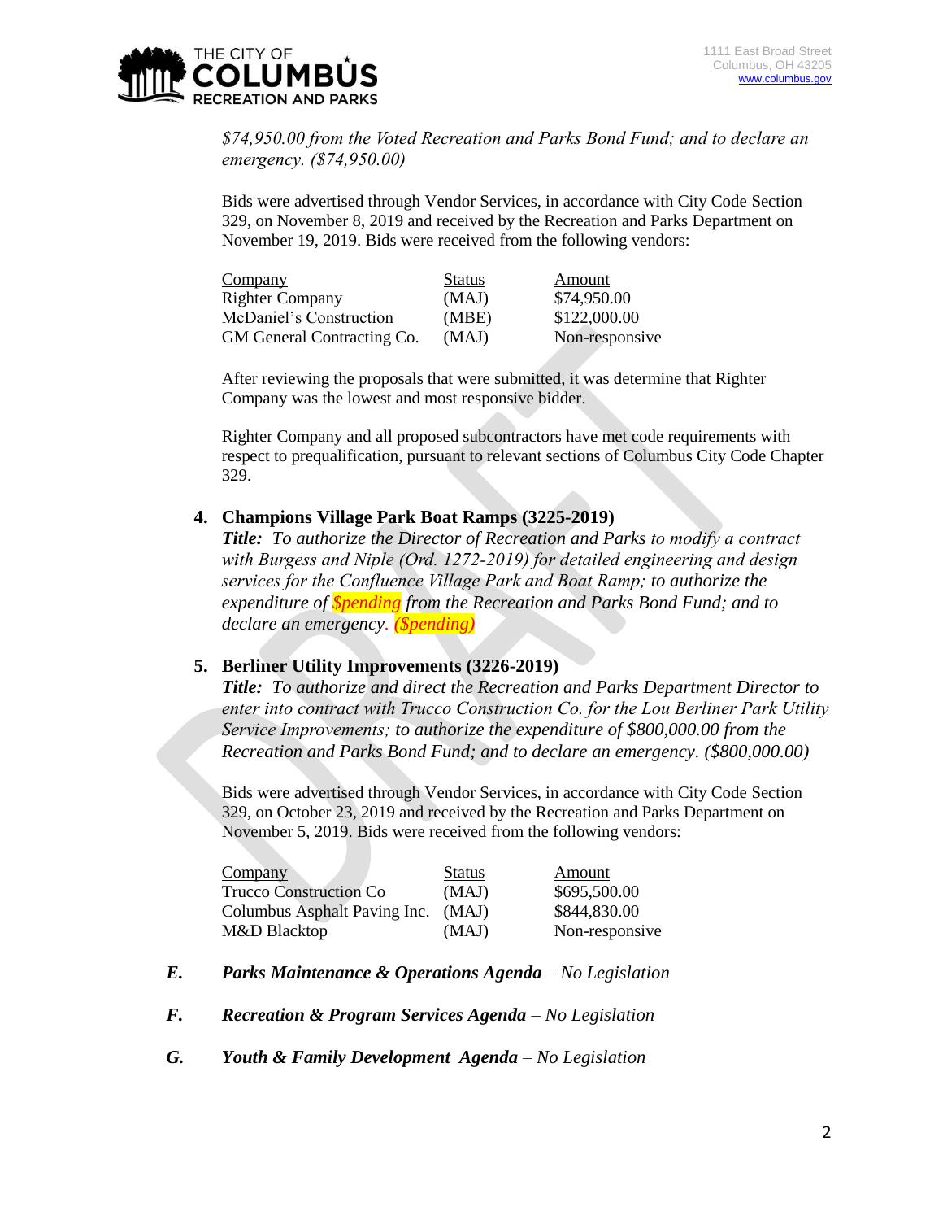*$74,950.00 from the Voted Recreation and Parks Bond Fund; and to declare an emergency. ($74,950.00)*

Bids were advertised through Vendor Services, in accordance with City Code Section 329, on November 8, 2019 and received by the Recreation and Parks Department on November 19, 2019. Bids were received from the following vendors:

| Company | Status | Amount |
|---|---|---|
| Righter Company | (MAJ) | $74,950.00 |
| McDaniel's Construction | (MBE) | $122,000.00 |
| GM General Contracting Co. | (MAJ) | Non-responsive |

After reviewing the proposals that were submitted, it was determine that Righter Company was the lowest and most responsive bidder.

Righter Company and all proposed subcontractors have met code requirements with respect to prequalification, pursuant to relevant sections of Columbus City Code Chapter 329.

4. **Champions Village Park Boat Ramps (3225-2019)**

   ***Title:*** *To authorize the Director of Recreation and Parks to modify a contract with Burgess and Niple (Ord. 1272-2019) for detailed engineering and design services for the Confluence Village Park and Boat Ramp; to authorize the expenditure of $pending from the Recreation and Parks Bond Fund; and to declare an emergency. ($pending)*

5. **Berliner Utility Improvements (3226-2019)**

   ***Title:*** *To authorize and direct the Recreation and Parks Department Director to enter into contract with Trucco Construction Co. for the Lou Berliner Park Utility Service Improvements; to authorize the expenditure of $800,000.00 from the Recreation and Parks Bond Fund; and to declare an emergency. ($800,000.00)*

   Bids were advertised through Vendor Services, in accordance with City Code Section 329, on October 23, 2019 and received by the Recreation and Parks Department on November 5, 2019. Bids were received from the following vendors:

| Company | Status | Amount |
|---|---|---|
| Trucco Construction Co | (MAJ) | $695,500.00 |
| Columbus Asphalt Paving Inc. | (MAJ) | $844,830.00 |
| M&D Blacktop | (MAJ) | Non-responsive |

***E. Parks Maintenance & Operations Agenda** – No Legislation*

***F. Recreation & Program Services Agenda** – No Legislation*

***G. Youth & Family Development Agenda** – No Legislation*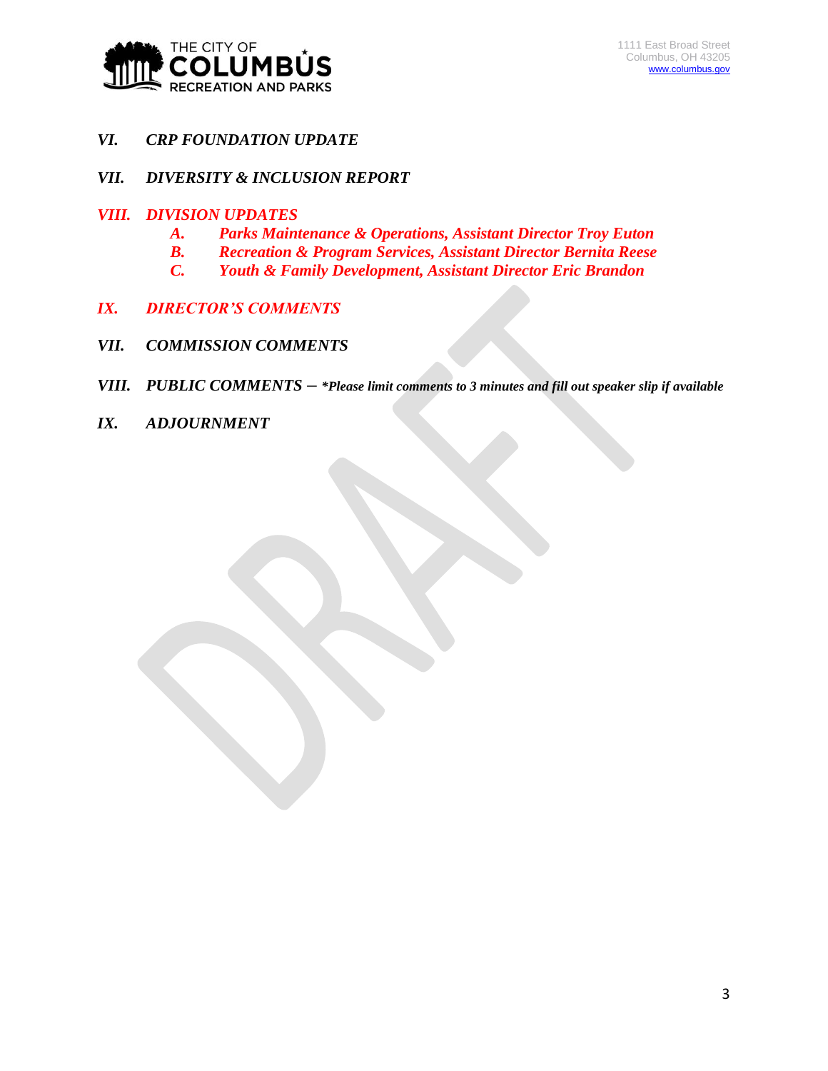*VI.* ***CRP FOUNDATION UPDATE***

*VII.* ***DIVERSITY & INCLUSION REPORT***

*VIII.* ***DIVISION UPDATES***

- ***A. Parks Maintenance & Operations, Assistant Director Troy Euton***
- ***B. Recreation & Program Services, Assistant Director Bernita Reese***
- ***C. Youth & Family Development, Assistant Director Eric Brandon***

*IX.* ***DIRECTOR'S COMMENTS***

*VII.* ***COMMISSION COMMENTS***

*VIII.* ***PUBLIC COMMENTS** – \*Please limit comments to 3 minutes and fill out speaker slip if available*

*IX.* ***ADJOURNMENT***